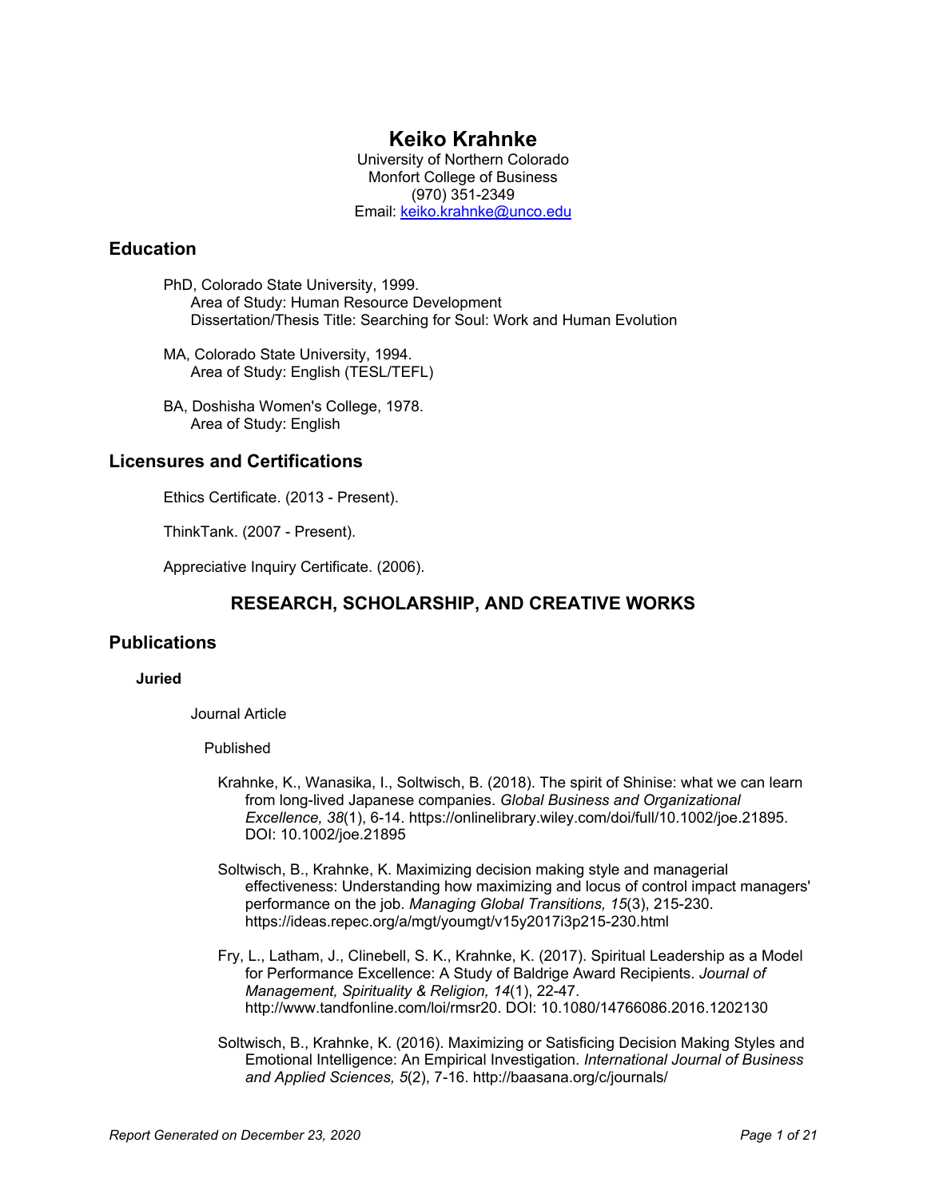# Keiko Krahnke

University of Northern Colorado
Monfort College of Business
(970) 351-2349
Email: keiko.krahnke@unco.edu

## Education

PhD, Colorado State University, 1999.
Area of Study: Human Resource Development
Dissertation/Thesis Title: Searching for Soul: Work and Human Evolution

MA, Colorado State University, 1994.
Area of Study: English (TESL/TEFL)

BA, Doshisha Women's College, 1978.
Area of Study: English

## Licensures and Certifications

Ethics Certificate. (2013 - Present).

ThinkTank. (2007 - Present).

Appreciative Inquiry Certificate. (2006).

## RESEARCH, SCHOLARSHIP, AND CREATIVE WORKS

## Publications

### Juried

Journal Article

Published

Krahnke, K., Wanasika, I., Soltwisch, B. (2018). The spirit of Shinise: what we can learn from long-lived Japanese companies. *Global Business and Organizational Excellence, 38*(1), 6-14. https://onlinelibrary.wiley.com/doi/full/10.1002/joe.21895. DOI: 10.1002/joe.21895

Soltwisch, B., Krahnke, K. Maximizing decision making style and managerial effectiveness: Understanding how maximizing and locus of control impact managers' performance on the job. *Managing Global Transitions, 15*(3), 215-230. https://ideas.repec.org/a/mgt/youmgt/v15y2017i3p215-230.html

Fry, L., Latham, J., Clinebell, S. K., Krahnke, K. (2017). Spiritual Leadership as a Model for Performance Excellence: A Study of Baldrige Award Recipients. *Journal of Management, Spirituality & Religion, 14*(1), 22-47. http://www.tandfonline.com/loi/rmsr20. DOI: 10.1080/14766086.2016.1202130

Soltwisch, B., Krahnke, K. (2016). Maximizing or Satisficing Decision Making Styles and Emotional Intelligence: An Empirical Investigation. *International Journal of Business and Applied Sciences, 5*(2), 7-16. http://baasana.org/c/journals/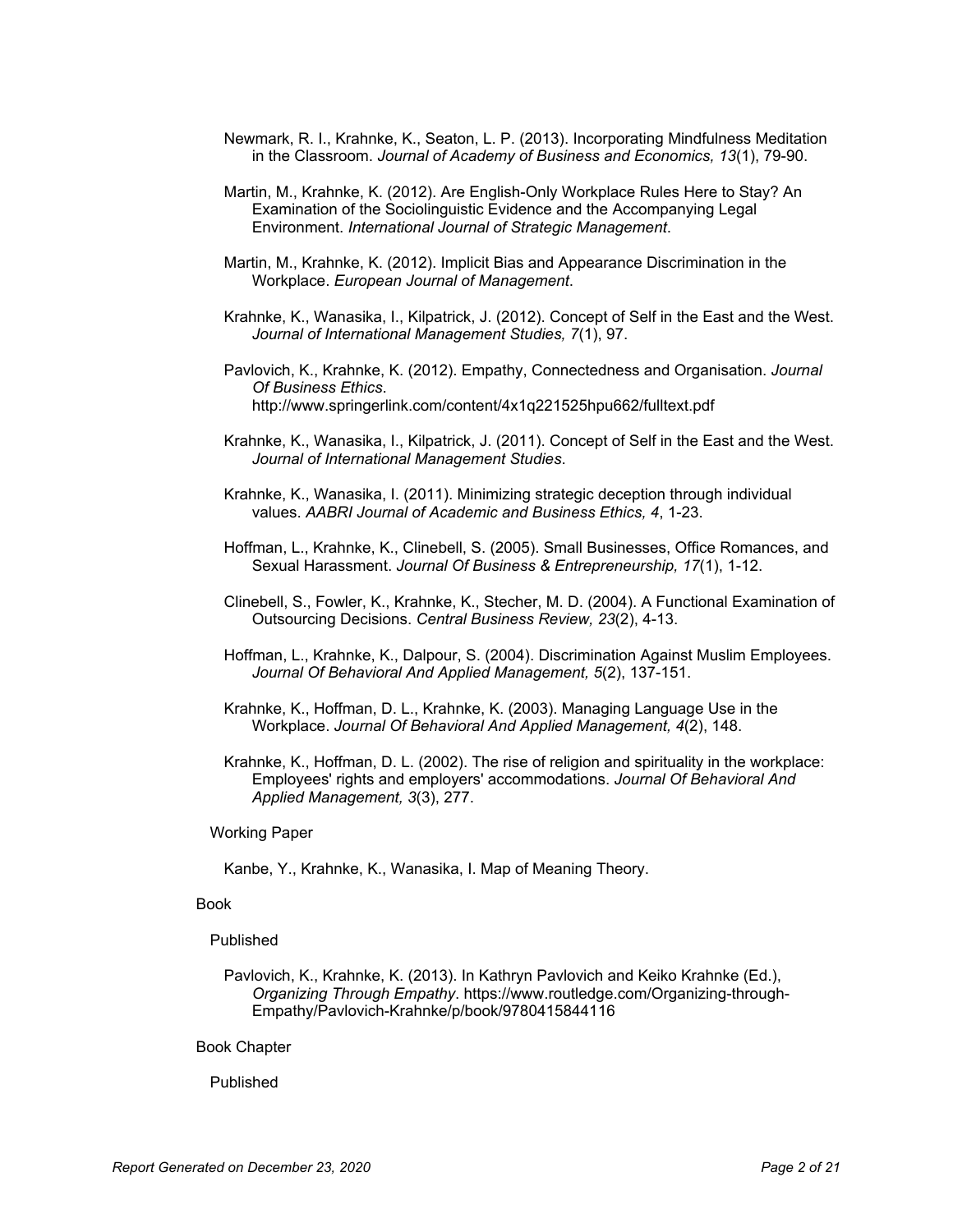Newmark, R. I., Krahnke, K., Seaton, L. P. (2013). Incorporating Mindfulness Meditation in the Classroom. *Journal of Academy of Business and Economics, 13*(1), 79-90.

Martin, M., Krahnke, K. (2012). Are English-Only Workplace Rules Here to Stay? An Examination of the Sociolinguistic Evidence and the Accompanying Legal Environment. *International Journal of Strategic Management*.

Martin, M., Krahnke, K. (2012). Implicit Bias and Appearance Discrimination in the Workplace. *European Journal of Management*.

Krahnke, K., Wanasika, I., Kilpatrick, J. (2012). Concept of Self in the East and the West. *Journal of International Management Studies, 7*(1), 97.

Pavlovich, K., Krahnke, K. (2012). Empathy, Connectedness and Organisation. *Journal Of Business Ethics*. http://www.springerlink.com/content/4x1q221525hpu662/fulltext.pdf

Krahnke, K., Wanasika, I., Kilpatrick, J. (2011). Concept of Self in the East and the West. *Journal of International Management Studies*.

Krahnke, K., Wanasika, I. (2011). Minimizing strategic deception through individual values. *AABRI Journal of Academic and Business Ethics, 4*, 1-23.

Hoffman, L., Krahnke, K., Clinebell, S. (2005). Small Businesses, Office Romances, and Sexual Harassment. *Journal Of Business & Entrepreneurship, 17*(1), 1-12.

Clinebell, S., Fowler, K., Krahnke, K., Stecher, M. D. (2004). A Functional Examination of Outsourcing Decisions. *Central Business Review, 23*(2), 4-13.

Hoffman, L., Krahnke, K., Dalpour, S. (2004). Discrimination Against Muslim Employees. *Journal Of Behavioral And Applied Management, 5*(2), 137-151.

Krahnke, K., Hoffman, D. L., Krahnke, K. (2003). Managing Language Use in the Workplace. *Journal Of Behavioral And Applied Management, 4*(2), 148.

Krahnke, K., Hoffman, D. L. (2002). The rise of religion and spirituality in the workplace: Employees' rights and employers' accommodations. *Journal Of Behavioral And Applied Management, 3*(3), 277.

Working Paper

Kanbe, Y., Krahnke, K., Wanasika, I. Map of Meaning Theory.

Book

Published

Pavlovich, K., Krahnke, K. (2013). In Kathryn Pavlovich and Keiko Krahnke (Ed.), *Organizing Through Empathy*. https://www.routledge.com/Organizing-through-Empathy/Pavlovich-Krahnke/p/book/9780415844116

Book Chapter

Published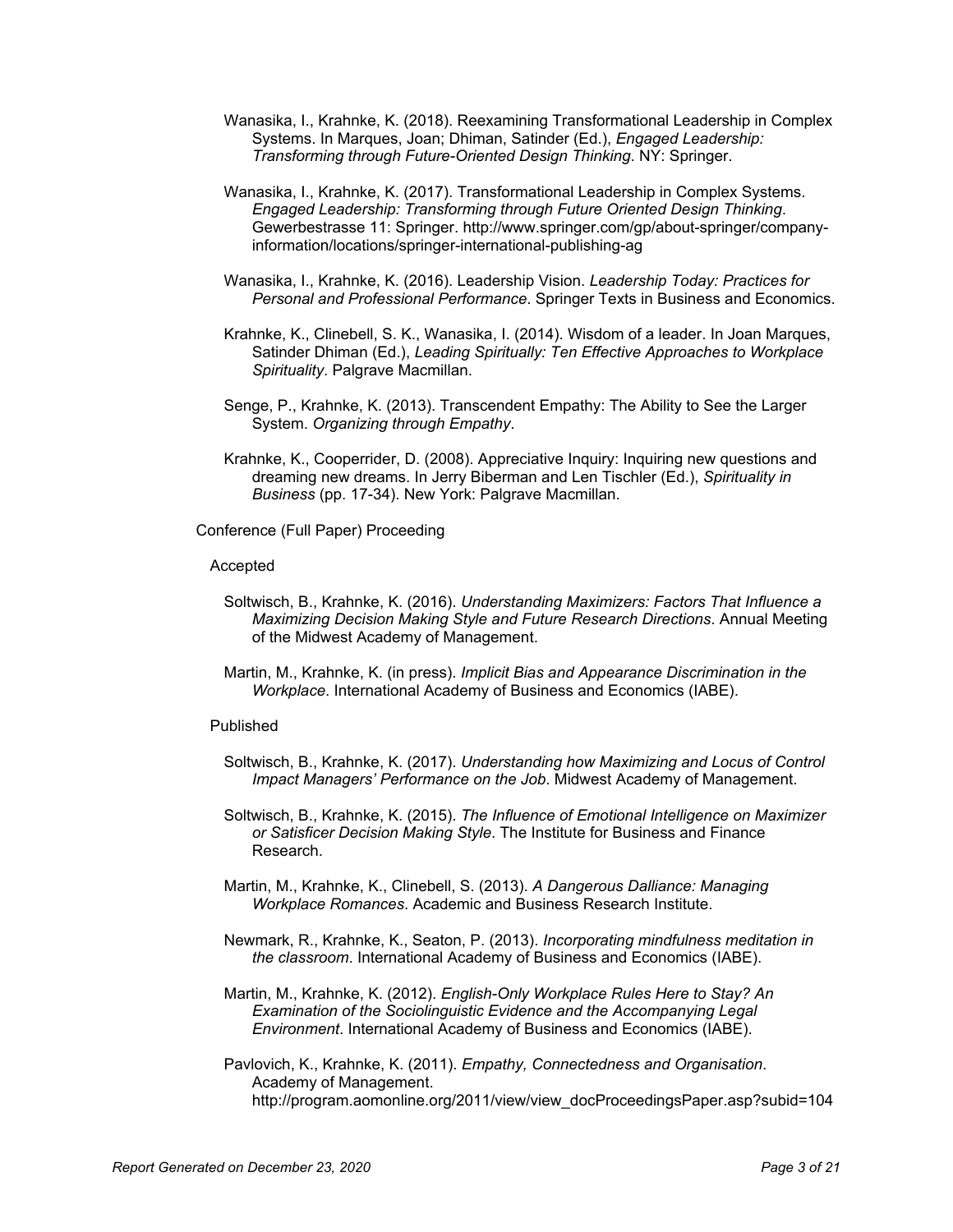Wanasika, I., Krahnke, K. (2018). Reexamining Transformational Leadership in Complex Systems. In Marques, Joan; Dhiman, Satinder (Ed.), *Engaged Leadership: Transforming through Future-Oriented Design Thinking*. NY: Springer.

Wanasika, I., Krahnke, K. (2017). Transformational Leadership in Complex Systems. *Engaged Leadership: Transforming through Future Oriented Design Thinking*. Gewerbestrasse 11: Springer. http://www.springer.com/gp/about-springer/company-information/locations/springer-international-publishing-ag

Wanasika, I., Krahnke, K. (2016). Leadership Vision. *Leadership Today: Practices for Personal and Professional Performance*. Springer Texts in Business and Economics.

Krahnke, K., Clinebell, S. K., Wanasika, I. (2014). Wisdom of a leader. In Joan Marques, Satinder Dhiman (Ed.), *Leading Spiritually: Ten Effective Approaches to Workplace Spirituality*. Palgrave Macmillan.

Senge, P., Krahnke, K. (2013). Transcendent Empathy: The Ability to See the Larger System. *Organizing through Empathy*.

Krahnke, K., Cooperrider, D. (2008). Appreciative Inquiry: Inquiring new questions and dreaming new dreams. In Jerry Biberman and Len Tischler (Ed.), *Spirituality in Business* (pp. 17-34). New York: Palgrave Macmillan.

Conference (Full Paper) Proceeding

Accepted

Soltwisch, B., Krahnke, K. (2016). *Understanding Maximizers: Factors That Influence a Maximizing Decision Making Style and Future Research Directions*. Annual Meeting of the Midwest Academy of Management.

Martin, M., Krahnke, K. (in press). *Implicit Bias and Appearance Discrimination in the Workplace*. International Academy of Business and Economics (IABE).

Published

Soltwisch, B., Krahnke, K. (2017). *Understanding how Maximizing and Locus of Control Impact Managers' Performance on the Job*. Midwest Academy of Management.

Soltwisch, B., Krahnke, K. (2015). *The Influence of Emotional Intelligence on Maximizer or Satisficer Decision Making Style*. The Institute for Business and Finance Research.

Martin, M., Krahnke, K., Clinebell, S. (2013). *A Dangerous Dalliance: Managing Workplace Romances*. Academic and Business Research Institute.

Newmark, R., Krahnke, K., Seaton, P. (2013). *Incorporating mindfulness meditation in the classroom*. International Academy of Business and Economics (IABE).

Martin, M., Krahnke, K. (2012). *English-Only Workplace Rules Here to Stay? An Examination of the Sociolinguistic Evidence and the Accompanying Legal Environment*. International Academy of Business and Economics (IABE).

Pavlovich, K., Krahnke, K. (2011). *Empathy, Connectedness and Organisation*. Academy of Management. http://program.aomonline.org/2011/view/view_docProceedingsPaper.asp?subid=104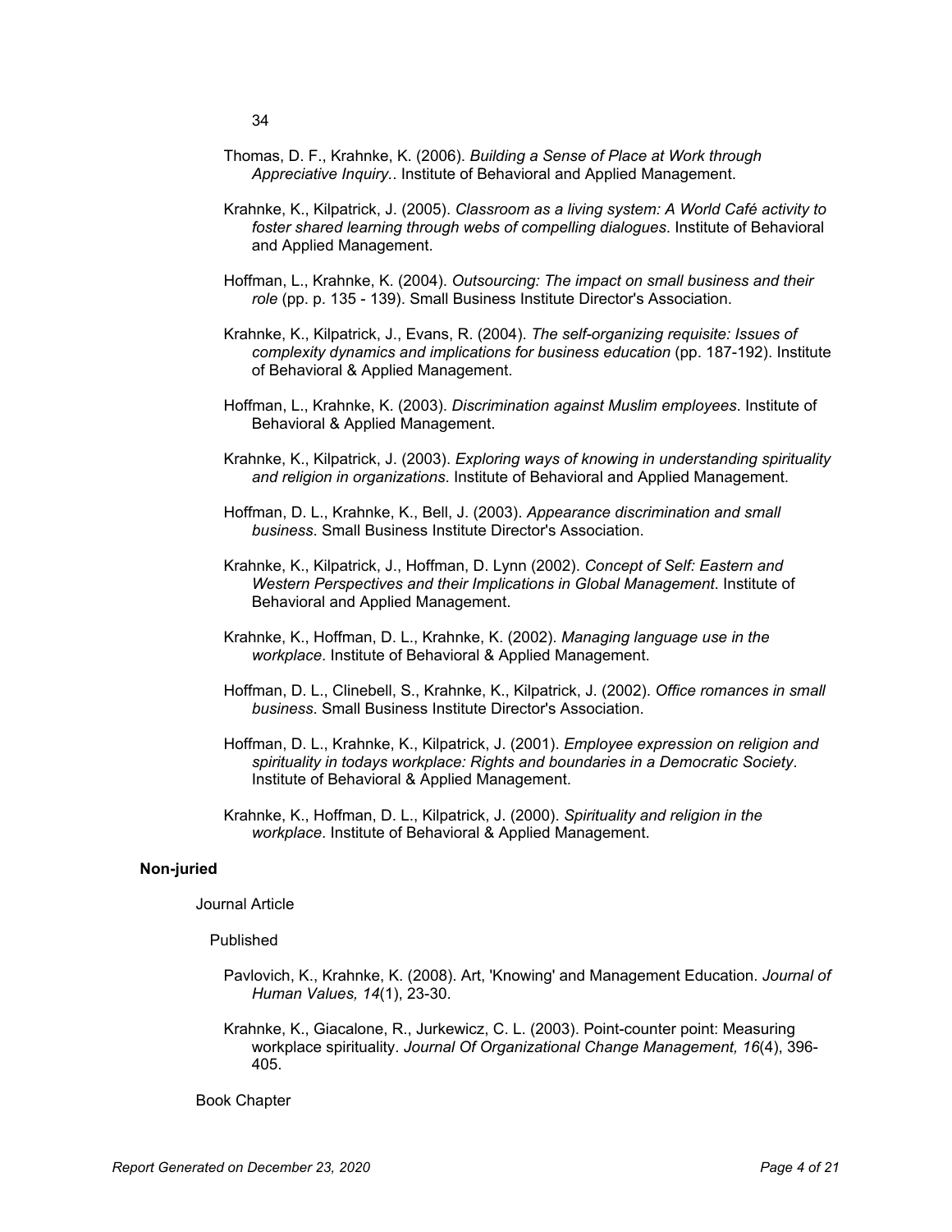34

Thomas, D. F., Krahnke, K. (2006). *Building a Sense of Place at Work through Appreciative Inquiry.*. Institute of Behavioral and Applied Management.

Krahnke, K., Kilpatrick, J. (2005). *Classroom as a living system: A World Café activity to foster shared learning through webs of compelling dialogues*. Institute of Behavioral and Applied Management.

Hoffman, L., Krahnke, K. (2004). *Outsourcing: The impact on small business and their role* (pp. p. 135 - 139). Small Business Institute Director's Association.

Krahnke, K., Kilpatrick, J., Evans, R. (2004). *The self-organizing requisite: Issues of complexity dynamics and implications for business education* (pp. 187-192). Institute of Behavioral & Applied Management.

Hoffman, L., Krahnke, K. (2003). *Discrimination against Muslim employees*. Institute of Behavioral & Applied Management.

Krahnke, K., Kilpatrick, J. (2003). *Exploring ways of knowing in understanding spirituality and religion in organizations*. Institute of Behavioral and Applied Management.

Hoffman, D. L., Krahnke, K., Bell, J. (2003). *Appearance discrimination and small business*. Small Business Institute Director's Association.

Krahnke, K., Kilpatrick, J., Hoffman, D. Lynn (2002). *Concept of Self: Eastern and Western Perspectives and their Implications in Global Management*. Institute of Behavioral and Applied Management.

Krahnke, K., Hoffman, D. L., Krahnke, K. (2002). *Managing language use in the workplace*. Institute of Behavioral & Applied Management.

Hoffman, D. L., Clinebell, S., Krahnke, K., Kilpatrick, J. (2002). *Office romances in small business*. Small Business Institute Director's Association.

Hoffman, D. L., Krahnke, K., Kilpatrick, J. (2001). *Employee expression on religion and spirituality in todays workplace: Rights and boundaries in a Democratic Society*. Institute of Behavioral & Applied Management.

Krahnke, K., Hoffman, D. L., Kilpatrick, J. (2000). *Spirituality and religion in the workplace*. Institute of Behavioral & Applied Management.

**Non-juried**

Journal Article

Published

Pavlovich, K., Krahnke, K. (2008). Art, 'Knowing' and Management Education. *Journal of Human Values, 14*(1), 23-30.

Krahnke, K., Giacalone, R., Jurkewicz, C. L. (2003). Point-counter point: Measuring workplace spirituality. *Journal Of Organizational Change Management, 16*(4), 396-405.

Book Chapter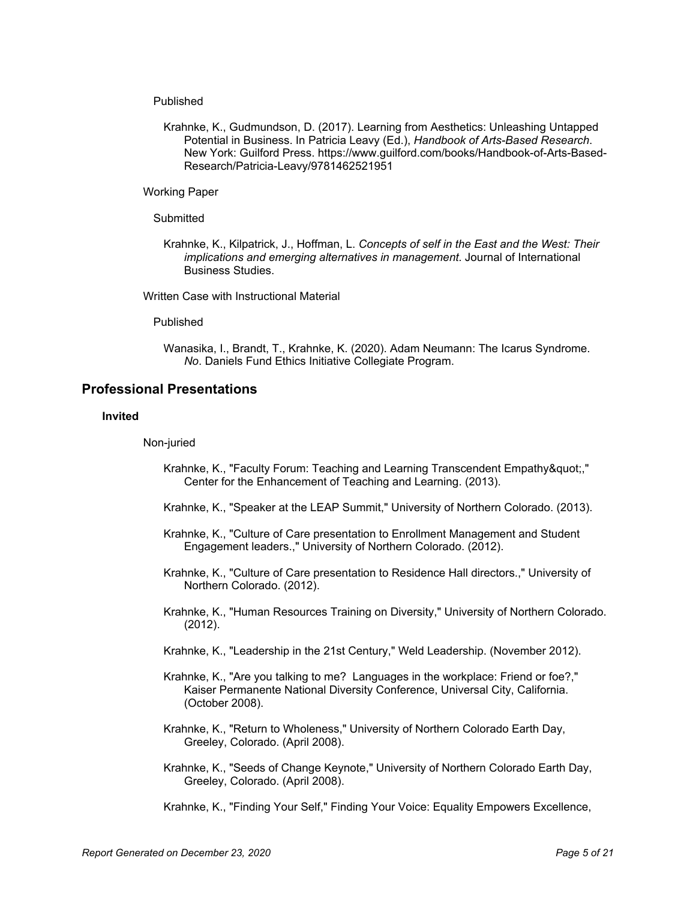Published

Krahnke, K., Gudmundson, D. (2017). Learning from Aesthetics: Unleashing Untapped Potential in Business. In Patricia Leavy (Ed.), *Handbook of Arts-Based Research*. New York: Guilford Press. https://www.guilford.com/books/Handbook-of-Arts-Based-Research/Patricia-Leavy/9781462521951

Working Paper

Submitted

Krahnke, K., Kilpatrick, J., Hoffman, L. *Concepts of self in the East and the West: Their implications and emerging alternatives in management*. Journal of International Business Studies.

Written Case with Instructional Material

Published

Wanasika, I., Brandt, T., Krahnke, K. (2020). Adam Neumann: The Icarus Syndrome. *No*. Daniels Fund Ethics Initiative Collegiate Program.

## Professional Presentations

### Invited

Non-juried

Krahnke, K., "Faculty Forum: Teaching and Learning Transcendent Empathy&quot;," Center for the Enhancement of Teaching and Learning. (2013).

Krahnke, K., "Speaker at the LEAP Summit," University of Northern Colorado. (2013).

Krahnke, K., "Culture of Care presentation to Enrollment Management and Student Engagement leaders.," University of Northern Colorado. (2012).

Krahnke, K., "Culture of Care presentation to Residence Hall directors.," University of Northern Colorado. (2012).

Krahnke, K., "Human Resources Training on Diversity," University of Northern Colorado. (2012).

Krahnke, K., "Leadership in the 21st Century," Weld Leadership. (November 2012).

Krahnke, K., "Are you talking to me? Languages in the workplace: Friend or foe?," Kaiser Permanente National Diversity Conference, Universal City, California. (October 2008).

Krahnke, K., "Return to Wholeness," University of Northern Colorado Earth Day, Greeley, Colorado. (April 2008).

Krahnke, K., "Seeds of Change Keynote," University of Northern Colorado Earth Day, Greeley, Colorado. (April 2008).

Krahnke, K., "Finding Your Self," Finding Your Voice: Equality Empowers Excellence,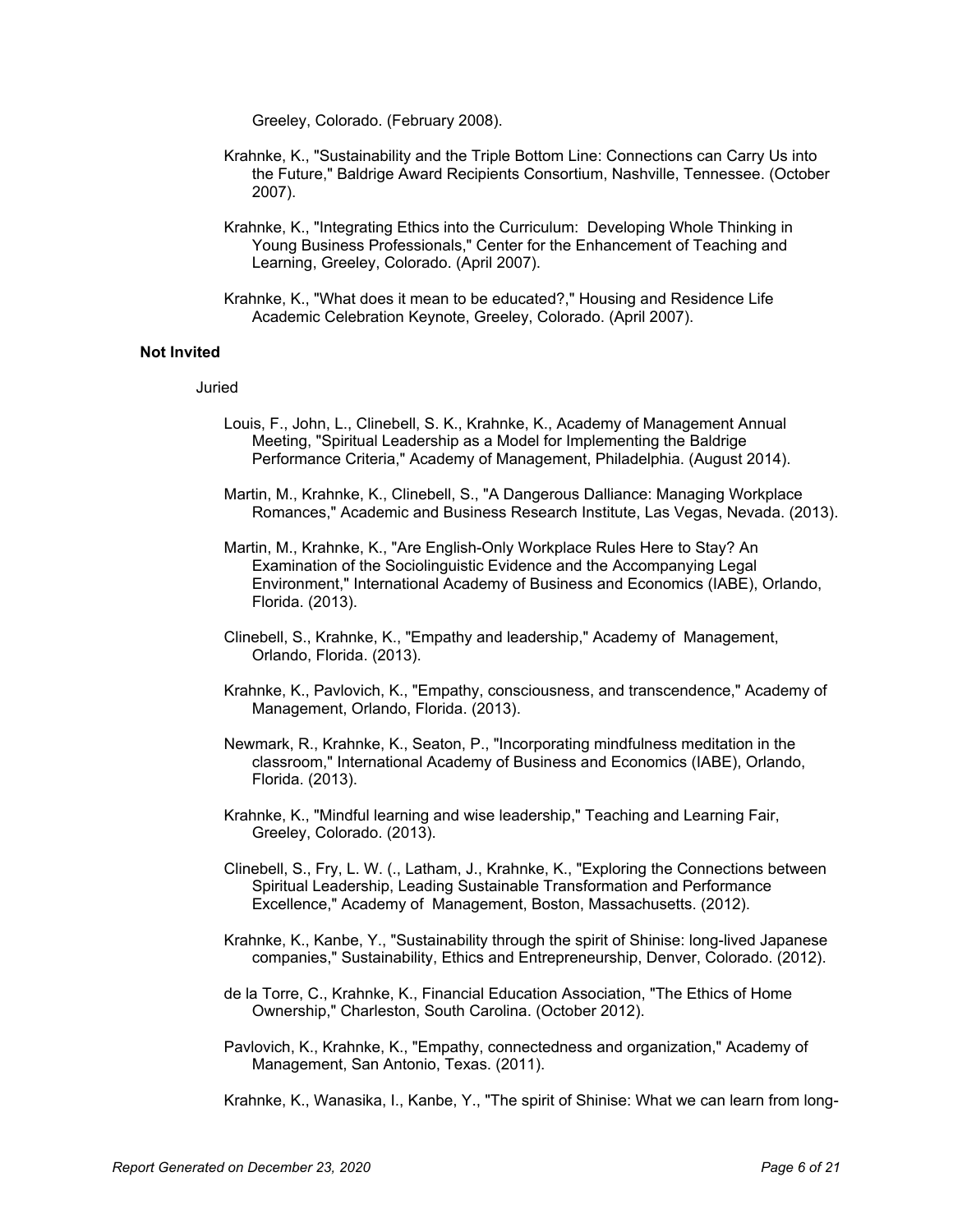Greeley, Colorado. (February 2008).

Krahnke, K., "Sustainability and the Triple Bottom Line: Connections can Carry Us into the Future," Baldrige Award Recipients Consortium, Nashville, Tennessee. (October 2007).

Krahnke, K., "Integrating Ethics into the Curriculum: Developing Whole Thinking in Young Business Professionals," Center for the Enhancement of Teaching and Learning, Greeley, Colorado. (April 2007).

Krahnke, K., "What does it mean to be educated?," Housing and Residence Life Academic Celebration Keynote, Greeley, Colorado. (April 2007).

**Not Invited**

Juried

Louis, F., John, L., Clinebell, S. K., Krahnke, K., Academy of Management Annual Meeting, "Spiritual Leadership as a Model for Implementing the Baldrige Performance Criteria," Academy of Management, Philadelphia. (August 2014).

Martin, M., Krahnke, K., Clinebell, S., "A Dangerous Dalliance: Managing Workplace Romances," Academic and Business Research Institute, Las Vegas, Nevada. (2013).

Martin, M., Krahnke, K., "Are English-Only Workplace Rules Here to Stay? An Examination of the Sociolinguistic Evidence and the Accompanying Legal Environment," International Academy of Business and Economics (IABE), Orlando, Florida. (2013).

Clinebell, S., Krahnke, K., "Empathy and leadership," Academy of Management, Orlando, Florida. (2013).

Krahnke, K., Pavlovich, K., "Empathy, consciousness, and transcendence," Academy of Management, Orlando, Florida. (2013).

Newmark, R., Krahnke, K., Seaton, P., "Incorporating mindfulness meditation in the classroom," International Academy of Business and Economics (IABE), Orlando, Florida. (2013).

Krahnke, K., "Mindful learning and wise leadership," Teaching and Learning Fair, Greeley, Colorado. (2013).

Clinebell, S., Fry, L. W. (., Latham, J., Krahnke, K., "Exploring the Connections between Spiritual Leadership, Leading Sustainable Transformation and Performance Excellence," Academy of Management, Boston, Massachusetts. (2012).

Krahnke, K., Kanbe, Y., "Sustainability through the spirit of Shinise: long-lived Japanese companies," Sustainability, Ethics and Entrepreneurship, Denver, Colorado. (2012).

de la Torre, C., Krahnke, K., Financial Education Association, "The Ethics of Home Ownership," Charleston, South Carolina. (October 2012).

Pavlovich, K., Krahnke, K., "Empathy, connectedness and organization," Academy of Management, San Antonio, Texas. (2011).

Krahnke, K., Wanasika, I., Kanbe, Y., "The spirit of Shinise: What we can learn from long-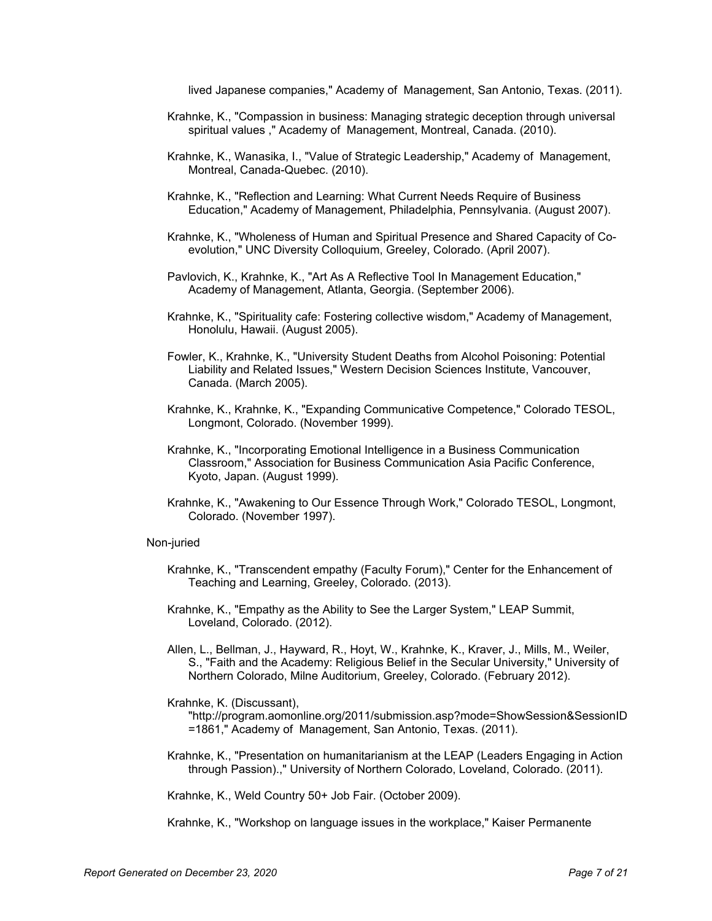lived Japanese companies," Academy of Management, San Antonio, Texas. (2011).

Krahnke, K., "Compassion in business: Managing strategic deception through universal spiritual values ," Academy of Management, Montreal, Canada. (2010).

Krahnke, K., Wanasika, I., "Value of Strategic Leadership," Academy of Management, Montreal, Canada-Quebec. (2010).

Krahnke, K., "Reflection and Learning: What Current Needs Require of Business Education," Academy of Management, Philadelphia, Pennsylvania. (August 2007).

Krahnke, K., "Wholeness of Human and Spiritual Presence and Shared Capacity of Co-evolution," UNC Diversity Colloquium, Greeley, Colorado. (April 2007).

Pavlovich, K., Krahnke, K., "Art As A Reflective Tool In Management Education," Academy of Management, Atlanta, Georgia. (September 2006).

Krahnke, K., "Spirituality cafe: Fostering collective wisdom," Academy of Management, Honolulu, Hawaii. (August 2005).

Fowler, K., Krahnke, K., "University Student Deaths from Alcohol Poisoning: Potential Liability and Related Issues," Western Decision Sciences Institute, Vancouver, Canada. (March 2005).

Krahnke, K., Krahnke, K., "Expanding Communicative Competence," Colorado TESOL, Longmont, Colorado. (November 1999).

Krahnke, K., "Incorporating Emotional Intelligence in a Business Communication Classroom," Association for Business Communication Asia Pacific Conference, Kyoto, Japan. (August 1999).

Krahnke, K., "Awakening to Our Essence Through Work," Colorado TESOL, Longmont, Colorado. (November 1997).

Non-juried

Krahnke, K., "Transcendent empathy (Faculty Forum)," Center for the Enhancement of Teaching and Learning, Greeley, Colorado. (2013).

Krahnke, K., "Empathy as the Ability to See the Larger System," LEAP Summit, Loveland, Colorado. (2012).

Allen, L., Bellman, J., Hayward, R., Hoyt, W., Krahnke, K., Kraver, J., Mills, M., Weiler, S., "Faith and the Academy: Religious Belief in the Secular University," University of Northern Colorado, Milne Auditorium, Greeley, Colorado. (February 2012).

Krahnke, K. (Discussant), "http://program.aomonline.org/2011/submission.asp?mode=ShowSession&SessionID=1861," Academy of Management, San Antonio, Texas. (2011).

Krahnke, K., "Presentation on humanitarianism at the LEAP (Leaders Engaging in Action through Passion).," University of Northern Colorado, Loveland, Colorado. (2011).

Krahnke, K., Weld Country 50+ Job Fair. (October 2009).

Krahnke, K., "Workshop on language issues in the workplace," Kaiser Permanente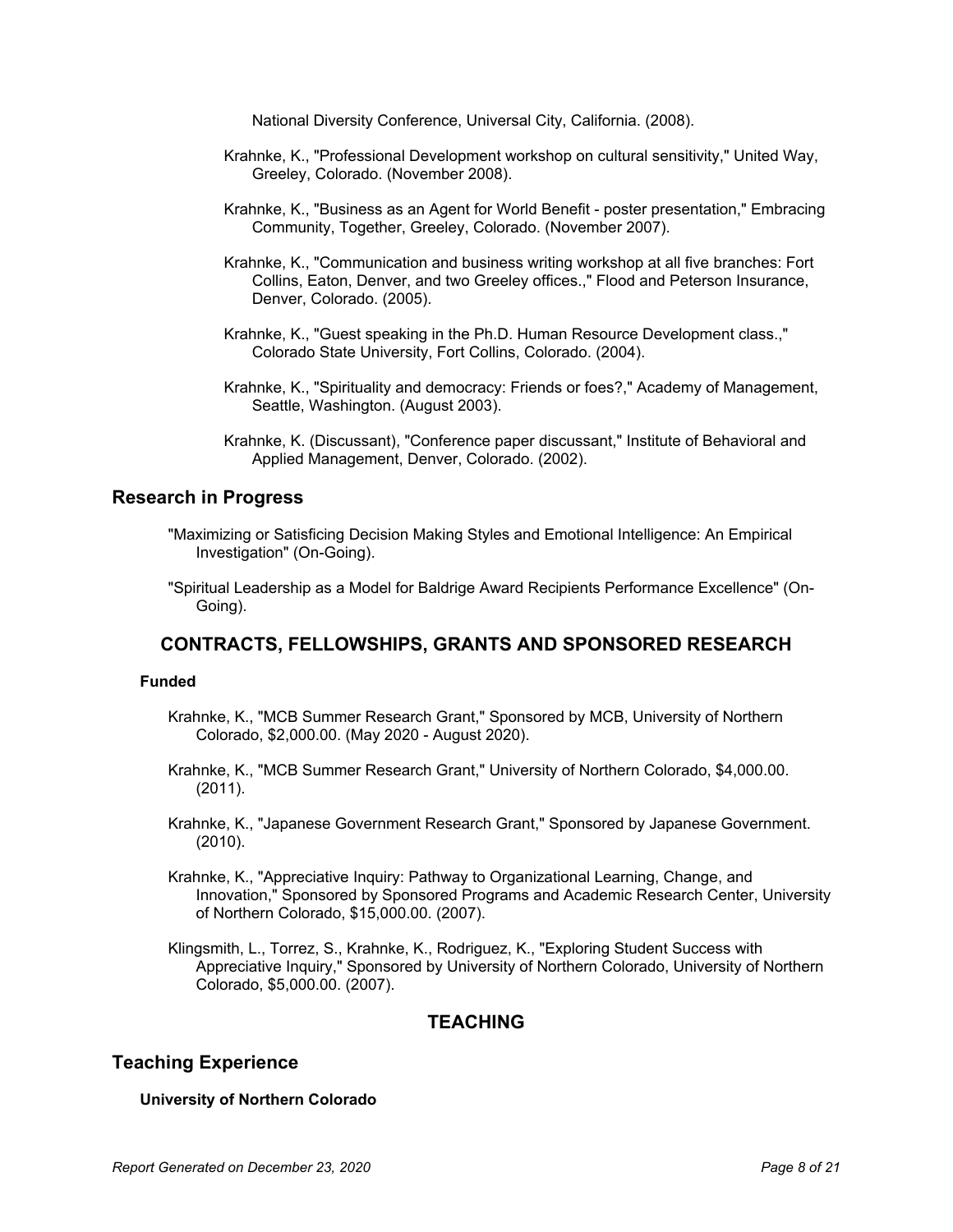National Diversity Conference, Universal City, California. (2008).

Krahnke, K., "Professional Development workshop on cultural sensitivity," United Way, Greeley, Colorado. (November 2008).

Krahnke, K., "Business as an Agent for World Benefit - poster presentation," Embracing Community, Together, Greeley, Colorado. (November 2007).

Krahnke, K., "Communication and business writing workshop at all five branches: Fort Collins, Eaton, Denver, and two Greeley offices.," Flood and Peterson Insurance, Denver, Colorado. (2005).

Krahnke, K., "Guest speaking in the Ph.D. Human Resource Development class.," Colorado State University, Fort Collins, Colorado. (2004).

Krahnke, K., "Spirituality and democracy: Friends or foes?," Academy of Management, Seattle, Washington. (August 2003).

Krahnke, K. (Discussant), "Conference paper discussant," Institute of Behavioral and Applied Management, Denver, Colorado. (2002).

## Research in Progress

"Maximizing or Satisficing Decision Making Styles and Emotional Intelligence: An Empirical Investigation" (On-Going).

"Spiritual Leadership as a Model for Baldrige Award Recipients Performance Excellence" (On-Going).

## CONTRACTS, FELLOWSHIPS, GRANTS AND SPONSORED RESEARCH

### Funded

Krahnke, K., "MCB Summer Research Grant," Sponsored by MCB, University of Northern Colorado, $2,000.00. (May 2020 - August 2020).

Krahnke, K., "MCB Summer Research Grant," University of Northern Colorado, $4,000.00. (2011).

Krahnke, K., "Japanese Government Research Grant," Sponsored by Japanese Government. (2010).

Krahnke, K., "Appreciative Inquiry: Pathway to Organizational Learning, Change, and Innovation," Sponsored by Sponsored Programs and Academic Research Center, University of Northern Colorado, $15,000.00. (2007).

Klingsmith, L., Torrez, S., Krahnke, K., Rodriguez, K., "Exploring Student Success with Appreciative Inquiry," Sponsored by University of Northern Colorado, University of Northern Colorado, $5,000.00. (2007).

## TEACHING

## Teaching Experience

### University of Northern Colorado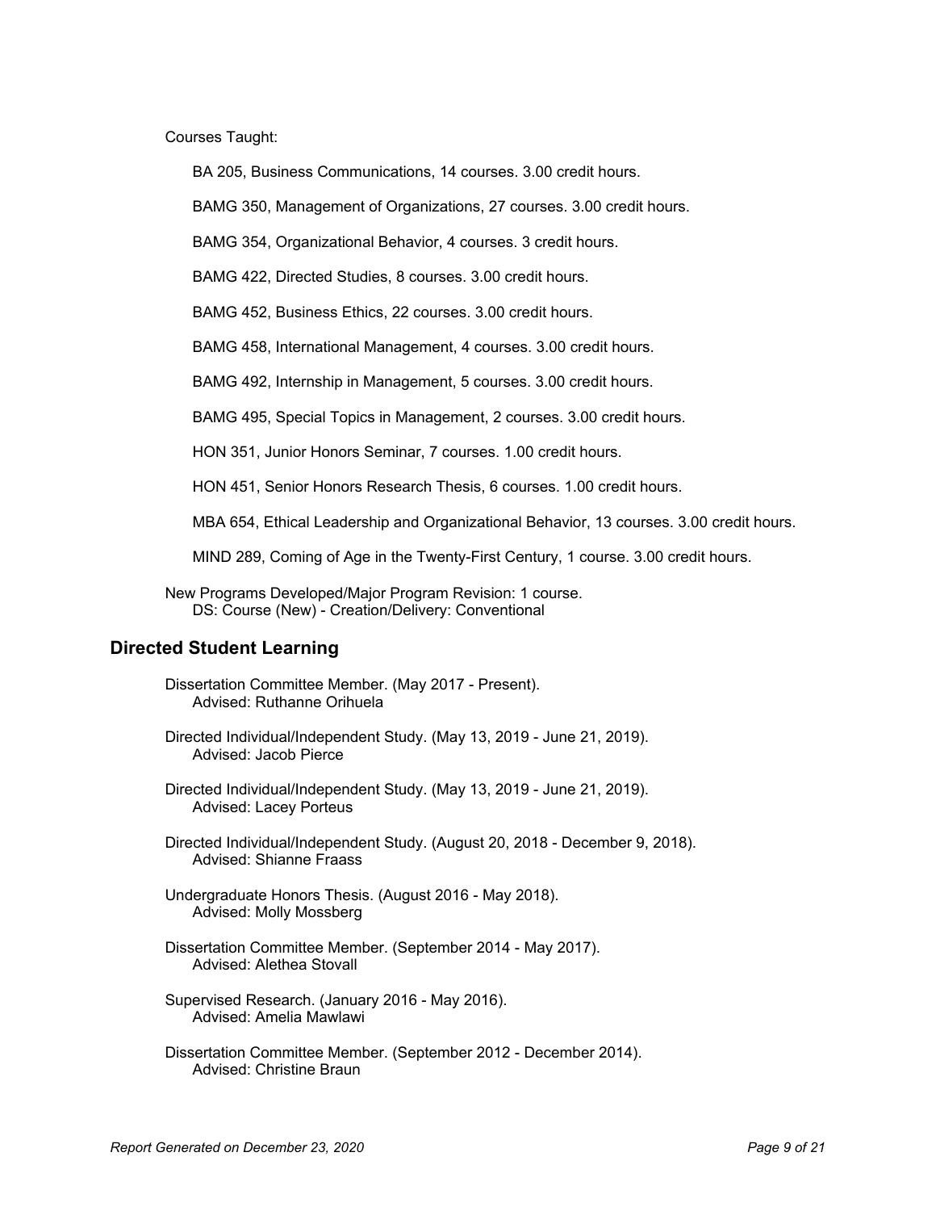Courses Taught:

- BA 205, Business Communications, 14 courses. 3.00 credit hours.
- BAMG 350, Management of Organizations, 27 courses. 3.00 credit hours.
- BAMG 354, Organizational Behavior, 4 courses. 3 credit hours.
- BAMG 422, Directed Studies, 8 courses. 3.00 credit hours.
- BAMG 452, Business Ethics, 22 courses. 3.00 credit hours.
- BAMG 458, International Management, 4 courses. 3.00 credit hours.
- BAMG 492, Internship in Management, 5 courses. 3.00 credit hours.
- BAMG 495, Special Topics in Management, 2 courses. 3.00 credit hours.
- HON 351, Junior Honors Seminar, 7 courses. 1.00 credit hours.
- HON 451, Senior Honors Research Thesis, 6 courses. 1.00 credit hours.
- MBA 654, Ethical Leadership and Organizational Behavior, 13 courses. 3.00 credit hours.
- MIND 289, Coming of Age in the Twenty-First Century, 1 course. 3.00 credit hours.

New Programs Developed/Major Program Revision: 1 course.
DS: Course (New) - Creation/Delivery: Conventional

## Directed Student Learning

Dissertation Committee Member. (May 2017 - Present).
Advised: Ruthanne Orihuela

Directed Individual/Independent Study. (May 13, 2019 - June 21, 2019).
Advised: Jacob Pierce

Directed Individual/Independent Study. (May 13, 2019 - June 21, 2019).
Advised: Lacey Porteus

Directed Individual/Independent Study. (August 20, 2018 - December 9, 2018).
Advised: Shianne Fraass

Undergraduate Honors Thesis. (August 2016 - May 2018).
Advised: Molly Mossberg

Dissertation Committee Member. (September 2014 - May 2017).
Advised: Alethea Stovall

Supervised Research. (January 2016 - May 2016).
Advised: Amelia Mawlawi

Dissertation Committee Member. (September 2012 - December 2014).
Advised: Christine Braun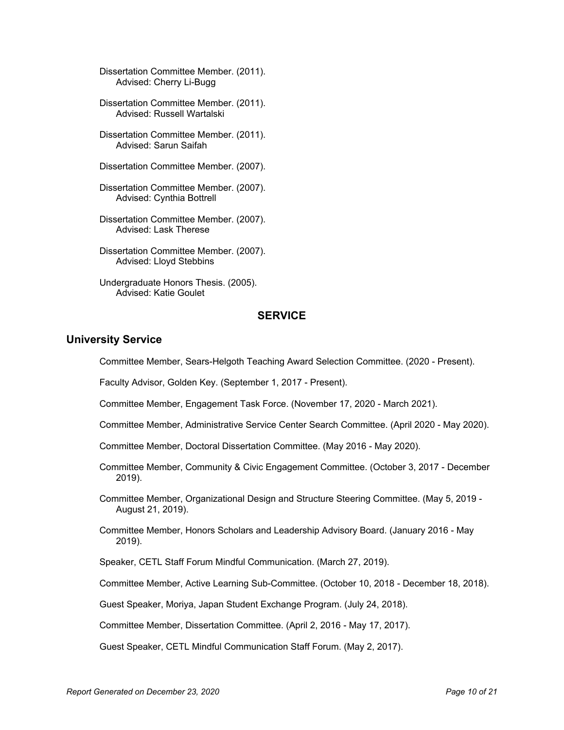Dissertation Committee Member. (2011).
Advised: Cherry Li-Bugg

Dissertation Committee Member. (2011).
Advised: Russell Wartalski

Dissertation Committee Member. (2011).
Advised: Sarun Saifah

Dissertation Committee Member. (2007).

Dissertation Committee Member. (2007).
Advised: Cynthia Bottrell

Dissertation Committee Member. (2007).
Advised: Lask Therese

Dissertation Committee Member. (2007).
Advised: Lloyd Stebbins

Undergraduate Honors Thesis. (2005).
Advised: Katie Goulet

# SERVICE

## University Service

Committee Member, Sears-Helgoth Teaching Award Selection Committee. (2020 - Present).

Faculty Advisor, Golden Key. (September 1, 2017 - Present).

Committee Member, Engagement Task Force. (November 17, 2020 - March 2021).

Committee Member, Administrative Service Center Search Committee. (April 2020 - May 2020).

Committee Member, Doctoral Dissertation Committee. (May 2016 - May 2020).

Committee Member, Community & Civic Engagement Committee. (October 3, 2017 - December 2019).

Committee Member, Organizational Design and Structure Steering Committee. (May 5, 2019 - August 21, 2019).

Committee Member, Honors Scholars and Leadership Advisory Board. (January 2016 - May 2019).

Speaker, CETL Staff Forum Mindful Communication. (March 27, 2019).

Committee Member, Active Learning Sub-Committee. (October 10, 2018 - December 18, 2018).

Guest Speaker, Moriya, Japan Student Exchange Program. (July 24, 2018).

Committee Member, Dissertation Committee. (April 2, 2016 - May 17, 2017).

Guest Speaker, CETL Mindful Communication Staff Forum. (May 2, 2017).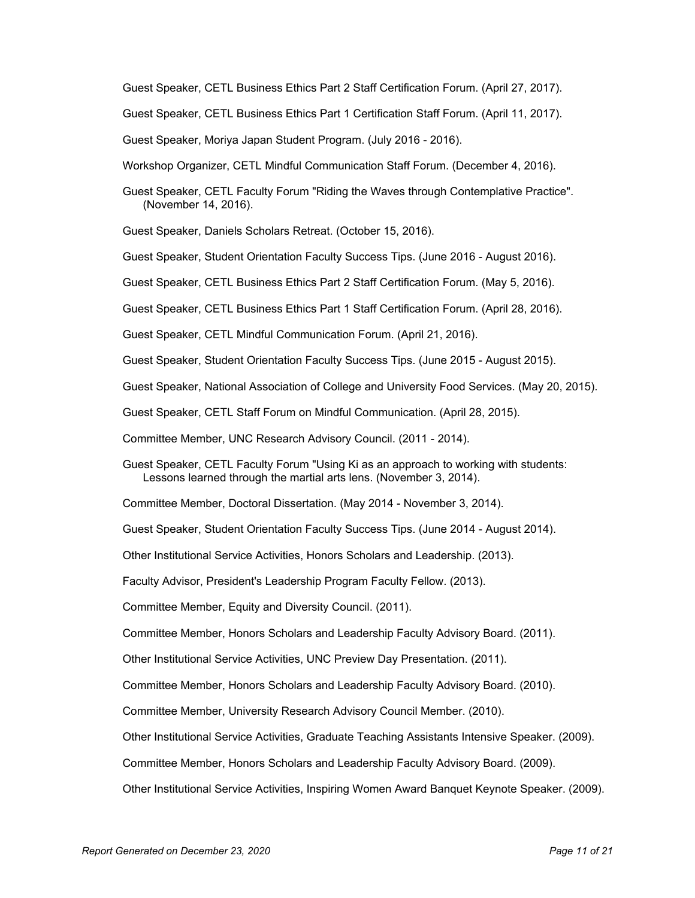Guest Speaker, CETL Business Ethics Part 2 Staff Certification Forum. (April 27, 2017).

Guest Speaker, CETL Business Ethics Part 1 Certification Staff Forum. (April 11, 2017).

Guest Speaker, Moriya Japan Student Program. (July 2016 - 2016).

Workshop Organizer, CETL Mindful Communication Staff Forum. (December 4, 2016).

Guest Speaker, CETL Faculty Forum "Riding the Waves through Contemplative Practice". (November 14, 2016).

Guest Speaker, Daniels Scholars Retreat. (October 15, 2016).

Guest Speaker, Student Orientation Faculty Success Tips. (June 2016 - August 2016).

Guest Speaker, CETL Business Ethics Part 2 Staff Certification Forum. (May 5, 2016).

Guest Speaker, CETL Business Ethics Part 1 Staff Certification Forum. (April 28, 2016).

Guest Speaker, CETL Mindful Communication Forum. (April 21, 2016).

Guest Speaker, Student Orientation Faculty Success Tips. (June 2015 - August 2015).

Guest Speaker, National Association of College and University Food Services. (May 20, 2015).

Guest Speaker, CETL Staff Forum on Mindful Communication. (April 28, 2015).

Committee Member, UNC Research Advisory Council. (2011 - 2014).

Guest Speaker, CETL Faculty Forum "Using Ki as an approach to working with students: Lessons learned through the martial arts lens. (November 3, 2014).

Committee Member, Doctoral Dissertation. (May 2014 - November 3, 2014).

Guest Speaker, Student Orientation Faculty Success Tips. (June 2014 - August 2014).

Other Institutional Service Activities, Honors Scholars and Leadership. (2013).

Faculty Advisor, President's Leadership Program Faculty Fellow. (2013).

Committee Member, Equity and Diversity Council. (2011).

Committee Member, Honors Scholars and Leadership Faculty Advisory Board. (2011).

Other Institutional Service Activities, UNC Preview Day Presentation. (2011).

Committee Member, Honors Scholars and Leadership Faculty Advisory Board. (2010).

Committee Member, University Research Advisory Council Member. (2010).

Other Institutional Service Activities, Graduate Teaching Assistants Intensive Speaker. (2009).

Committee Member, Honors Scholars and Leadership Faculty Advisory Board. (2009).

Other Institutional Service Activities, Inspiring Women Award Banquet Keynote Speaker. (2009).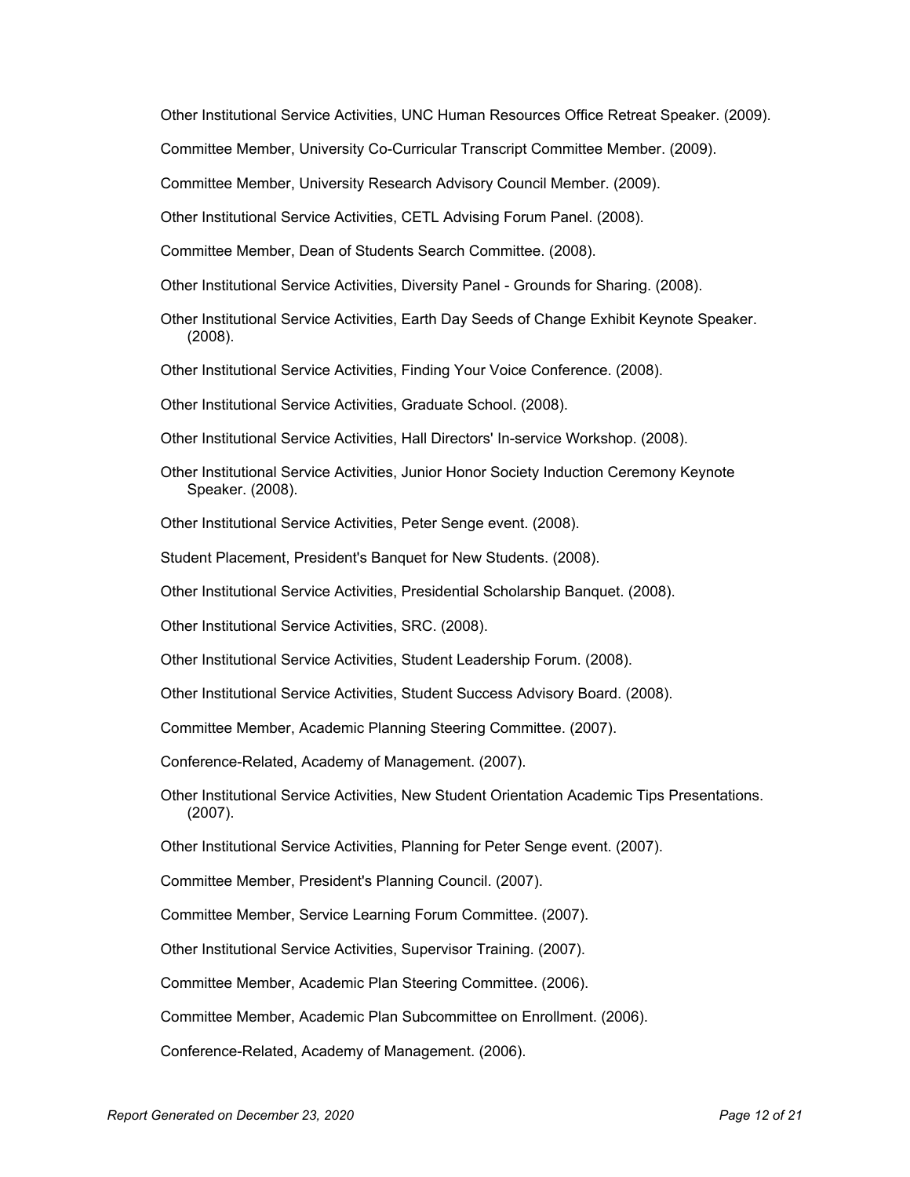Other Institutional Service Activities, UNC Human Resources Office Retreat Speaker. (2009).

Committee Member, University Co-Curricular Transcript Committee Member. (2009).

Committee Member, University Research Advisory Council Member. (2009).

Other Institutional Service Activities, CETL Advising Forum Panel. (2008).

Committee Member, Dean of Students Search Committee. (2008).

Other Institutional Service Activities, Diversity Panel - Grounds for Sharing. (2008).

Other Institutional Service Activities, Earth Day Seeds of Change Exhibit Keynote Speaker. (2008).

Other Institutional Service Activities, Finding Your Voice Conference. (2008).

Other Institutional Service Activities, Graduate School. (2008).

Other Institutional Service Activities, Hall Directors' In-service Workshop. (2008).

Other Institutional Service Activities, Junior Honor Society Induction Ceremony Keynote Speaker. (2008).

Other Institutional Service Activities, Peter Senge event. (2008).

Student Placement, President's Banquet for New Students. (2008).

Other Institutional Service Activities, Presidential Scholarship Banquet. (2008).

Other Institutional Service Activities, SRC. (2008).

Other Institutional Service Activities, Student Leadership Forum. (2008).

Other Institutional Service Activities, Student Success Advisory Board. (2008).

Committee Member, Academic Planning Steering Committee. (2007).

Conference-Related, Academy of Management. (2007).

Other Institutional Service Activities, New Student Orientation Academic Tips Presentations. (2007).

Other Institutional Service Activities, Planning for Peter Senge event. (2007).

Committee Member, President's Planning Council. (2007).

Committee Member, Service Learning Forum Committee. (2007).

Other Institutional Service Activities, Supervisor Training. (2007).

Committee Member, Academic Plan Steering Committee. (2006).

Committee Member, Academic Plan Subcommittee on Enrollment. (2006).

Conference-Related, Academy of Management. (2006).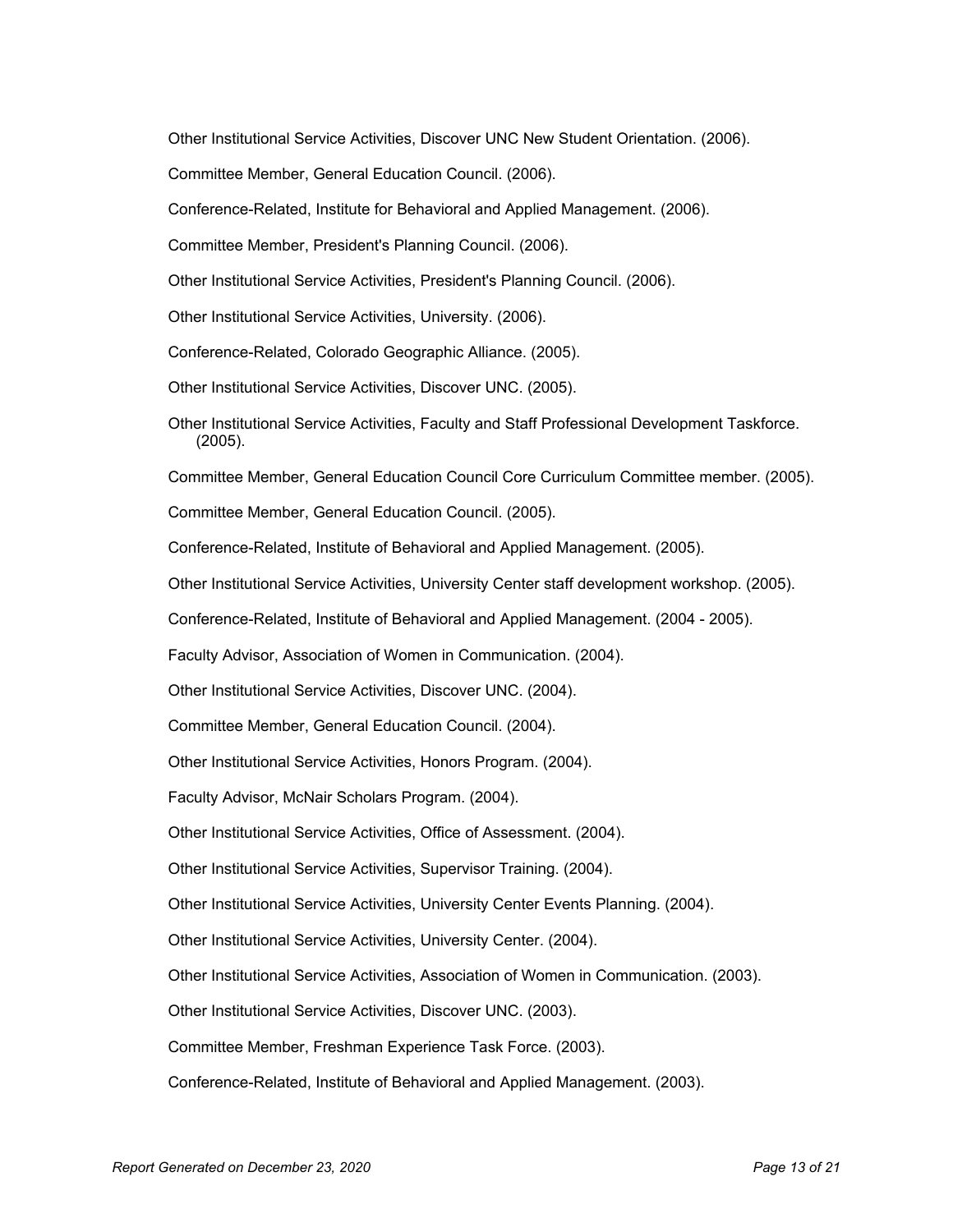Other Institutional Service Activities, Discover UNC New Student Orientation. (2006).

Committee Member, General Education Council. (2006).

Conference-Related, Institute for Behavioral and Applied Management. (2006).

Committee Member, President's Planning Council. (2006).

Other Institutional Service Activities, President's Planning Council. (2006).

Other Institutional Service Activities, University. (2006).

Conference-Related, Colorado Geographic Alliance. (2005).

Other Institutional Service Activities, Discover UNC. (2005).

Other Institutional Service Activities, Faculty and Staff Professional Development Taskforce. (2005).

Committee Member, General Education Council Core Curriculum Committee member. (2005).

Committee Member, General Education Council. (2005).

Conference-Related, Institute of Behavioral and Applied Management. (2005).

Other Institutional Service Activities, University Center staff development workshop. (2005).

Conference-Related, Institute of Behavioral and Applied Management. (2004 - 2005).

Faculty Advisor, Association of Women in Communication. (2004).

Other Institutional Service Activities, Discover UNC. (2004).

Committee Member, General Education Council. (2004).

Other Institutional Service Activities, Honors Program. (2004).

Faculty Advisor, McNair Scholars Program. (2004).

Other Institutional Service Activities, Office of Assessment. (2004).

Other Institutional Service Activities, Supervisor Training. (2004).

Other Institutional Service Activities, University Center Events Planning. (2004).

Other Institutional Service Activities, University Center. (2004).

Other Institutional Service Activities, Association of Women in Communication. (2003).

Other Institutional Service Activities, Discover UNC. (2003).

Committee Member, Freshman Experience Task Force. (2003).

Conference-Related, Institute of Behavioral and Applied Management. (2003).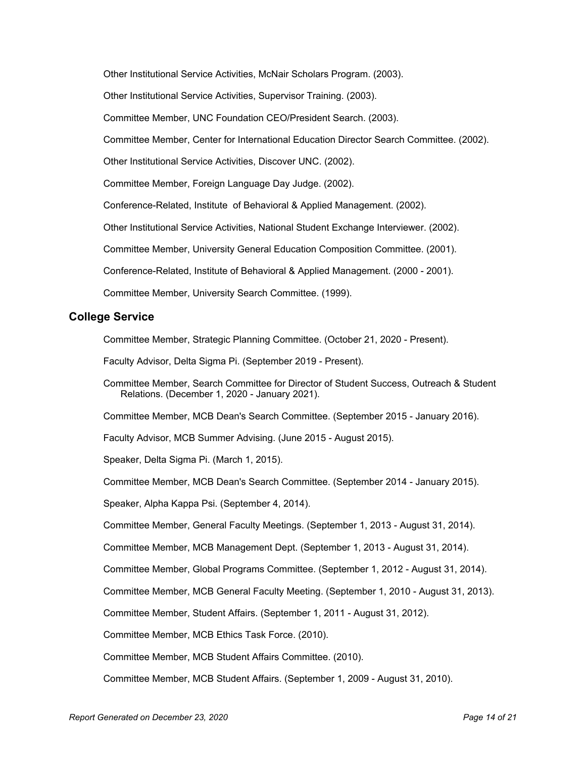Other Institutional Service Activities, McNair Scholars Program. (2003).

Other Institutional Service Activities, Supervisor Training. (2003).

Committee Member, UNC Foundation CEO/President Search. (2003).

Committee Member, Center for International Education Director Search Committee. (2002).

Other Institutional Service Activities, Discover UNC. (2002).

Committee Member, Foreign Language Day Judge. (2002).

Conference-Related, Institute of Behavioral & Applied Management. (2002).

Other Institutional Service Activities, National Student Exchange Interviewer. (2002).

Committee Member, University General Education Composition Committee. (2001).

Conference-Related, Institute of Behavioral & Applied Management. (2000 - 2001).

Committee Member, University Search Committee. (1999).

## College Service

Committee Member, Strategic Planning Committee. (October 21, 2020 - Present).

Faculty Advisor, Delta Sigma Pi. (September 2019 - Present).

Committee Member, Search Committee for Director of Student Success, Outreach & Student Relations. (December 1, 2020 - January 2021).

Committee Member, MCB Dean's Search Committee. (September 2015 - January 2016).

Faculty Advisor, MCB Summer Advising. (June 2015 - August 2015).

Speaker, Delta Sigma Pi. (March 1, 2015).

Committee Member, MCB Dean's Search Committee. (September 2014 - January 2015).

Speaker, Alpha Kappa Psi. (September 4, 2014).

Committee Member, General Faculty Meetings. (September 1, 2013 - August 31, 2014).

Committee Member, MCB Management Dept. (September 1, 2013 - August 31, 2014).

Committee Member, Global Programs Committee. (September 1, 2012 - August 31, 2014).

Committee Member, MCB General Faculty Meeting. (September 1, 2010 - August 31, 2013).

Committee Member, Student Affairs. (September 1, 2011 - August 31, 2012).

Committee Member, MCB Ethics Task Force. (2010).

Committee Member, MCB Student Affairs Committee. (2010).

Committee Member, MCB Student Affairs. (September 1, 2009 - August 31, 2010).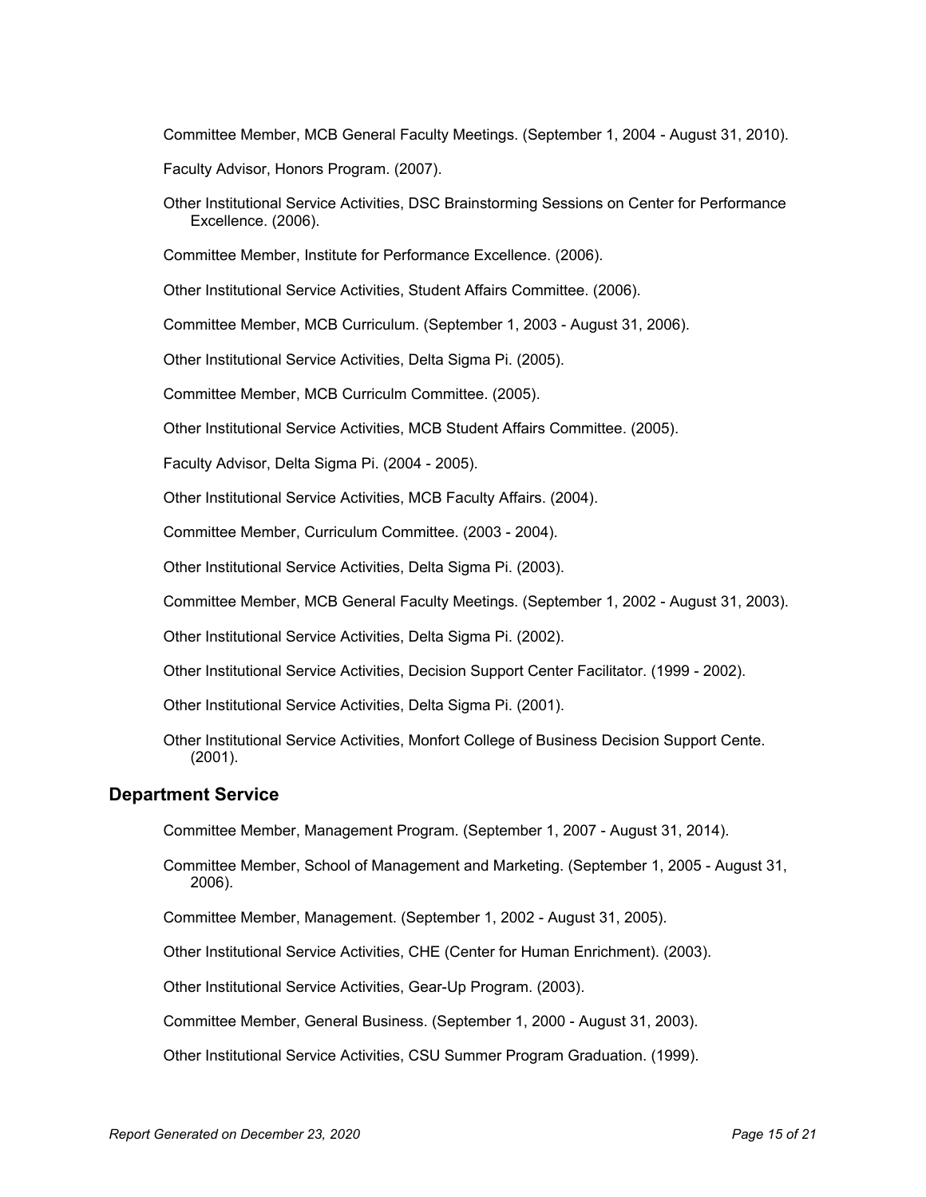Committee Member, MCB General Faculty Meetings. (September 1, 2004 - August 31, 2010).

Faculty Advisor, Honors Program. (2007).

Other Institutional Service Activities, DSC Brainstorming Sessions on Center for Performance Excellence. (2006).

Committee Member, Institute for Performance Excellence. (2006).

Other Institutional Service Activities, Student Affairs Committee. (2006).

Committee Member, MCB Curriculum. (September 1, 2003 - August 31, 2006).

Other Institutional Service Activities, Delta Sigma Pi. (2005).

Committee Member, MCB Curriculm Committee. (2005).

Other Institutional Service Activities, MCB Student Affairs Committee. (2005).

Faculty Advisor, Delta Sigma Pi. (2004 - 2005).

Other Institutional Service Activities, MCB Faculty Affairs. (2004).

Committee Member, Curriculum Committee. (2003 - 2004).

Other Institutional Service Activities, Delta Sigma Pi. (2003).

Committee Member, MCB General Faculty Meetings. (September 1, 2002 - August 31, 2003).

Other Institutional Service Activities, Delta Sigma Pi. (2002).

Other Institutional Service Activities, Decision Support Center Facilitator. (1999 - 2002).

Other Institutional Service Activities, Delta Sigma Pi. (2001).

Other Institutional Service Activities, Monfort College of Business Decision Support Cente. (2001).

## Department Service

Committee Member, Management Program. (September 1, 2007 - August 31, 2014).

Committee Member, School of Management and Marketing. (September 1, 2005 - August 31, 2006).

Committee Member, Management. (September 1, 2002 - August 31, 2005).

Other Institutional Service Activities, CHE (Center for Human Enrichment). (2003).

Other Institutional Service Activities, Gear-Up Program. (2003).

Committee Member, General Business. (September 1, 2000 - August 31, 2003).

Other Institutional Service Activities, CSU Summer Program Graduation. (1999).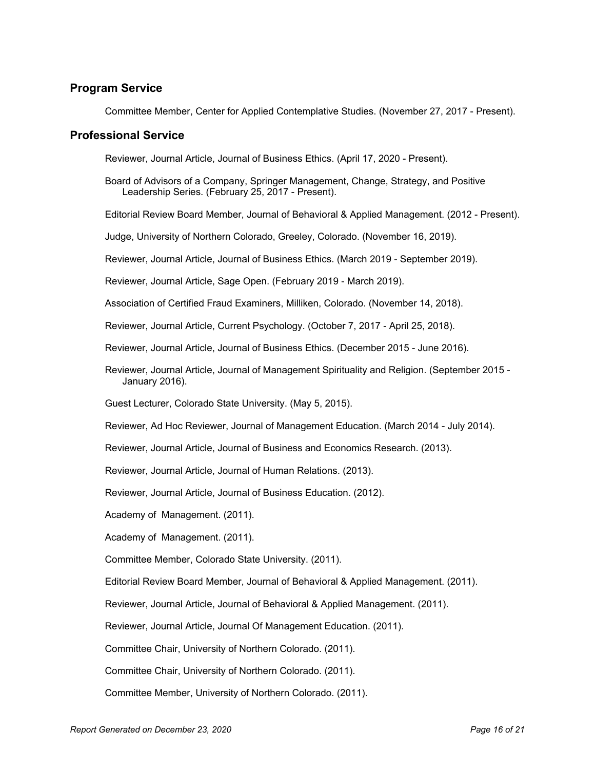## Program Service

Committee Member, Center for Applied Contemplative Studies. (November 27, 2017 - Present).

## Professional Service

Reviewer, Journal Article, Journal of Business Ethics. (April 17, 2020 - Present).

Board of Advisors of a Company, Springer Management, Change, Strategy, and Positive Leadership Series. (February 25, 2017 - Present).

Editorial Review Board Member, Journal of Behavioral & Applied Management. (2012 - Present).

Judge, University of Northern Colorado, Greeley, Colorado. (November 16, 2019).

Reviewer, Journal Article, Journal of Business Ethics. (March 2019 - September 2019).

Reviewer, Journal Article, Sage Open. (February 2019 - March 2019).

Association of Certified Fraud Examiners, Milliken, Colorado. (November 14, 2018).

Reviewer, Journal Article, Current Psychology. (October 7, 2017 - April 25, 2018).

Reviewer, Journal Article, Journal of Business Ethics. (December 2015 - June 2016).

Reviewer, Journal Article, Journal of Management Spirituality and Religion. (September 2015 - January 2016).

Guest Lecturer, Colorado State University. (May 5, 2015).

Reviewer, Ad Hoc Reviewer, Journal of Management Education. (March 2014 - July 2014).

Reviewer, Journal Article, Journal of Business and Economics Research. (2013).

Reviewer, Journal Article, Journal of Human Relations. (2013).

Reviewer, Journal Article, Journal of Business Education. (2012).

Academy of Management. (2011).

Academy of Management. (2011).

Committee Member, Colorado State University. (2011).

Editorial Review Board Member, Journal of Behavioral & Applied Management. (2011).

Reviewer, Journal Article, Journal of Behavioral & Applied Management. (2011).

Reviewer, Journal Article, Journal Of Management Education. (2011).

Committee Chair, University of Northern Colorado. (2011).

Committee Chair, University of Northern Colorado. (2011).

Committee Member, University of Northern Colorado. (2011).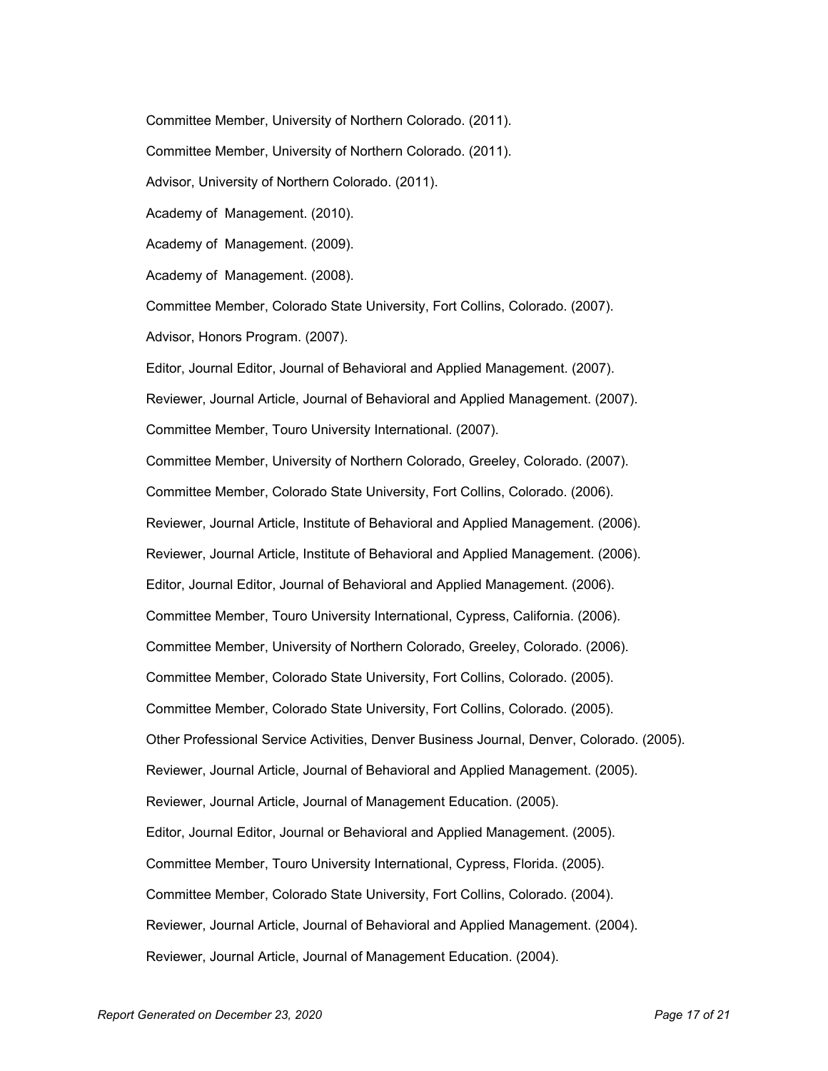Committee Member, University of Northern Colorado. (2011).

Committee Member, University of Northern Colorado. (2011).

Advisor, University of Northern Colorado. (2011).

Academy of  Management. (2010).

Academy of  Management. (2009).

Academy of  Management. (2008).

Committee Member, Colorado State University, Fort Collins, Colorado. (2007).

Advisor, Honors Program. (2007).

Editor, Journal Editor, Journal of Behavioral and Applied Management. (2007).

Reviewer, Journal Article, Journal of Behavioral and Applied Management. (2007).

Committee Member, Touro University International. (2007).

Committee Member, University of Northern Colorado, Greeley, Colorado. (2007).

Committee Member, Colorado State University, Fort Collins, Colorado. (2006).

Reviewer, Journal Article, Institute of Behavioral and Applied Management. (2006).

Reviewer, Journal Article, Institute of Behavioral and Applied Management. (2006).

Editor, Journal Editor, Journal of Behavioral and Applied Management. (2006).

Committee Member, Touro University International, Cypress, California. (2006).

Committee Member, University of Northern Colorado, Greeley, Colorado. (2006).

Committee Member, Colorado State University, Fort Collins, Colorado. (2005).

Committee Member, Colorado State University, Fort Collins, Colorado. (2005).

Other Professional Service Activities, Denver Business Journal, Denver, Colorado. (2005).

Reviewer, Journal Article, Journal of Behavioral and Applied Management. (2005).

Reviewer, Journal Article, Journal of Management Education. (2005).

Editor, Journal Editor, Journal or Behavioral and Applied Management. (2005).

Committee Member, Touro University International, Cypress, Florida. (2005).

Committee Member, Colorado State University, Fort Collins, Colorado. (2004).

Reviewer, Journal Article, Journal of Behavioral and Applied Management. (2004).

Reviewer, Journal Article, Journal of Management Education. (2004).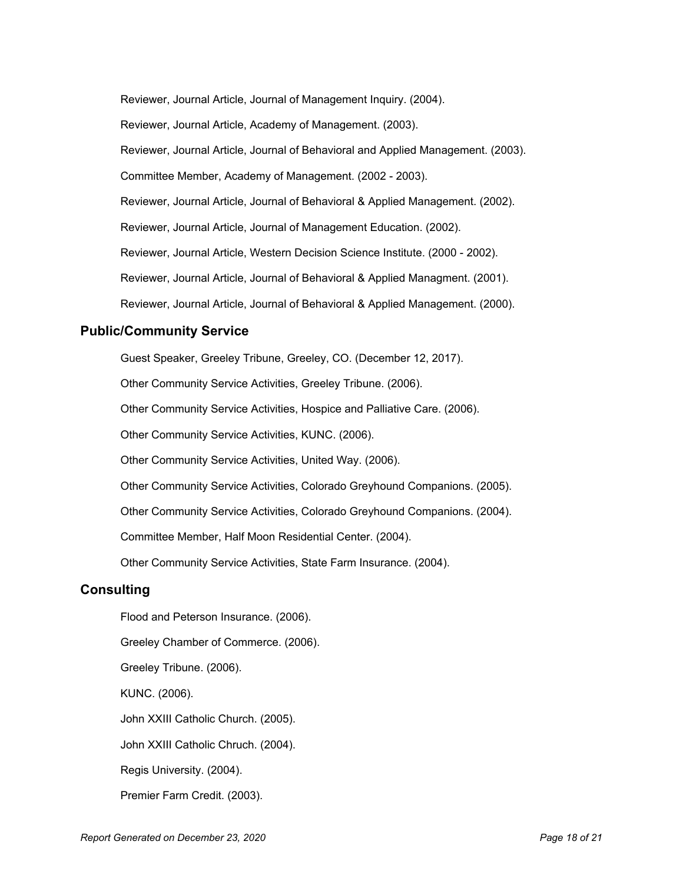Reviewer, Journal Article, Journal of Management Inquiry. (2004).

Reviewer, Journal Article, Academy of Management. (2003).

Reviewer, Journal Article, Journal of Behavioral and Applied Management. (2003).

Committee Member, Academy of Management. (2002 - 2003).

Reviewer, Journal Article, Journal of Behavioral & Applied Management. (2002).

Reviewer, Journal Article, Journal of Management Education. (2002).

Reviewer, Journal Article, Western Decision Science Institute. (2000 - 2002).

Reviewer, Journal Article, Journal of Behavioral & Applied Managment. (2001).

Reviewer, Journal Article, Journal of Behavioral & Applied Management. (2000).

## Public/Community Service

Guest Speaker, Greeley Tribune, Greeley, CO. (December 12, 2017).

Other Community Service Activities, Greeley Tribune. (2006).

Other Community Service Activities, Hospice and Palliative Care. (2006).

Other Community Service Activities, KUNC. (2006).

Other Community Service Activities, United Way. (2006).

Other Community Service Activities, Colorado Greyhound Companions. (2005).

Other Community Service Activities, Colorado Greyhound Companions. (2004).

Committee Member, Half Moon Residential Center. (2004).

Other Community Service Activities, State Farm Insurance. (2004).

## Consulting

Flood and Peterson Insurance. (2006).

Greeley Chamber of Commerce. (2006).

Greeley Tribune. (2006).

KUNC. (2006).

John XXIII Catholic Church. (2005).

John XXIII Catholic Chruch. (2004).

Regis University. (2004).

Premier Farm Credit. (2003).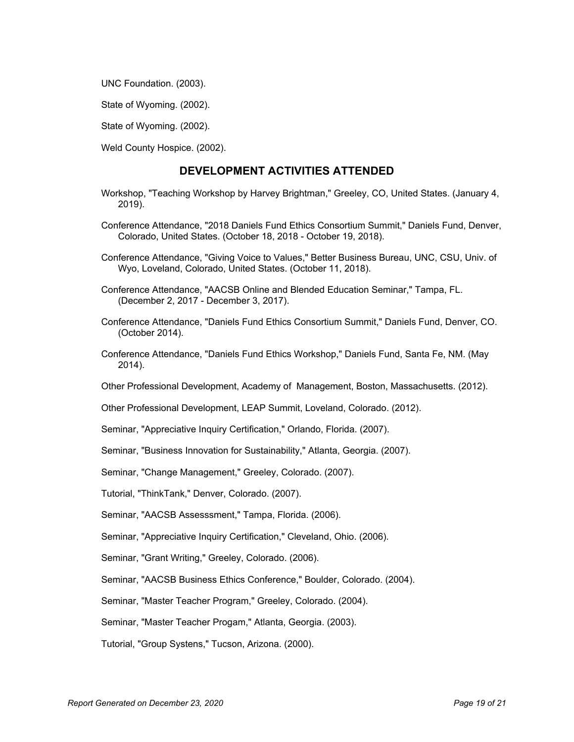UNC Foundation. (2003).

State of Wyoming. (2002).

State of Wyoming. (2002).

Weld County Hospice. (2002).

## DEVELOPMENT ACTIVITIES ATTENDED

Workshop, "Teaching Workshop by Harvey Brightman," Greeley, CO, United States. (January 4, 2019).

Conference Attendance, "2018 Daniels Fund Ethics Consortium Summit," Daniels Fund, Denver, Colorado, United States. (October 18, 2018 - October 19, 2018).

Conference Attendance, "Giving Voice to Values," Better Business Bureau, UNC, CSU, Univ. of Wyo, Loveland, Colorado, United States. (October 11, 2018).

Conference Attendance, "AACSB Online and Blended Education Seminar," Tampa, FL. (December 2, 2017 - December 3, 2017).

Conference Attendance, "Daniels Fund Ethics Consortium Summit," Daniels Fund, Denver, CO. (October 2014).

Conference Attendance, "Daniels Fund Ethics Workshop," Daniels Fund, Santa Fe, NM. (May 2014).

Other Professional Development, Academy of Management, Boston, Massachusetts. (2012).

Other Professional Development, LEAP Summit, Loveland, Colorado. (2012).

Seminar, "Appreciative Inquiry Certification," Orlando, Florida. (2007).

Seminar, "Business Innovation for Sustainability," Atlanta, Georgia. (2007).

Seminar, "Change Management," Greeley, Colorado. (2007).

Tutorial, "ThinkTank," Denver, Colorado. (2007).

Seminar, "AACSB Assesssment," Tampa, Florida. (2006).

Seminar, "Appreciative Inquiry Certification," Cleveland, Ohio. (2006).

Seminar, "Grant Writing," Greeley, Colorado. (2006).

Seminar, "AACSB Business Ethics Conference," Boulder, Colorado. (2004).

Seminar, "Master Teacher Program," Greeley, Colorado. (2004).

Seminar, "Master Teacher Progam," Atlanta, Georgia. (2003).

Tutorial, "Group Systens," Tucson, Arizona. (2000).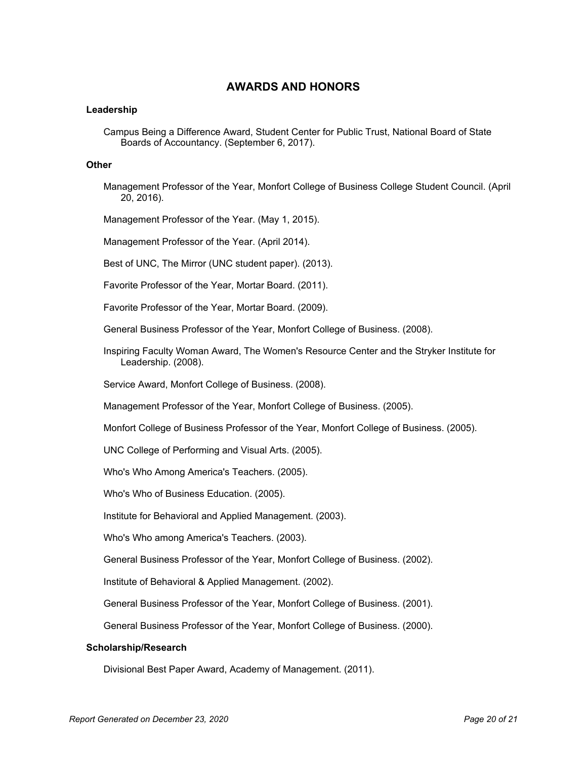## AWARDS AND HONORS

### Leadership

Campus Being a Difference Award, Student Center for Public Trust, National Board of State Boards of Accountancy. (September 6, 2017).

### Other

Management Professor of the Year, Monfort College of Business College Student Council. (April 20, 2016).

Management Professor of the Year. (May 1, 2015).

Management Professor of the Year. (April 2014).

Best of UNC, The Mirror (UNC student paper). (2013).

Favorite Professor of the Year, Mortar Board. (2011).

Favorite Professor of the Year, Mortar Board. (2009).

General Business Professor of the Year, Monfort College of Business. (2008).

Inspiring Faculty Woman Award, The Women's Resource Center and the Stryker Institute for Leadership. (2008).

Service Award, Monfort College of Business. (2008).

Management Professor of the Year, Monfort College of Business. (2005).

Monfort College of Business Professor of the Year, Monfort College of Business. (2005).

UNC College of Performing and Visual Arts. (2005).

Who's Who Among America's Teachers. (2005).

Who's Who of Business Education. (2005).

Institute for Behavioral and Applied Management. (2003).

Who's Who among America's Teachers. (2003).

General Business Professor of the Year, Monfort College of Business. (2002).

Institute of Behavioral & Applied Management. (2002).

General Business Professor of the Year, Monfort College of Business. (2001).

General Business Professor of the Year, Monfort College of Business. (2000).

### Scholarship/Research

Divisional Best Paper Award, Academy of Management. (2011).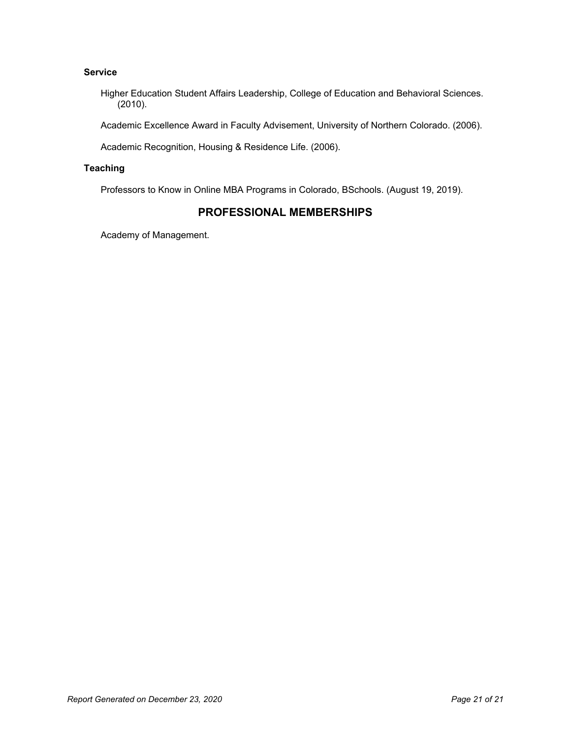### Service

Higher Education Student Affairs Leadership, College of Education and Behavioral Sciences. (2010).

Academic Excellence Award in Faculty Advisement, University of Northern Colorado. (2006).

Academic Recognition, Housing & Residence Life. (2006).

### Teaching

Professors to Know in Online MBA Programs in Colorado, BSchools. (August 19, 2019).

## PROFESSIONAL MEMBERSHIPS

Academy of Management.